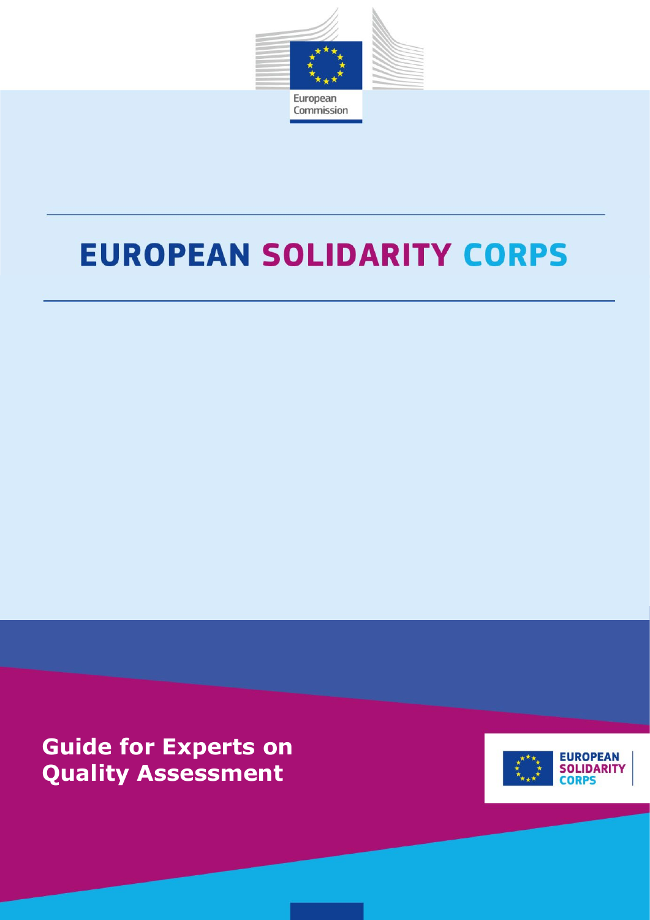European Commission

# EUROPEAN SOLIDARITY CORPS

## Guide for Experts on Quality Assessment

EUROPEAN SOLIDARITY CORPS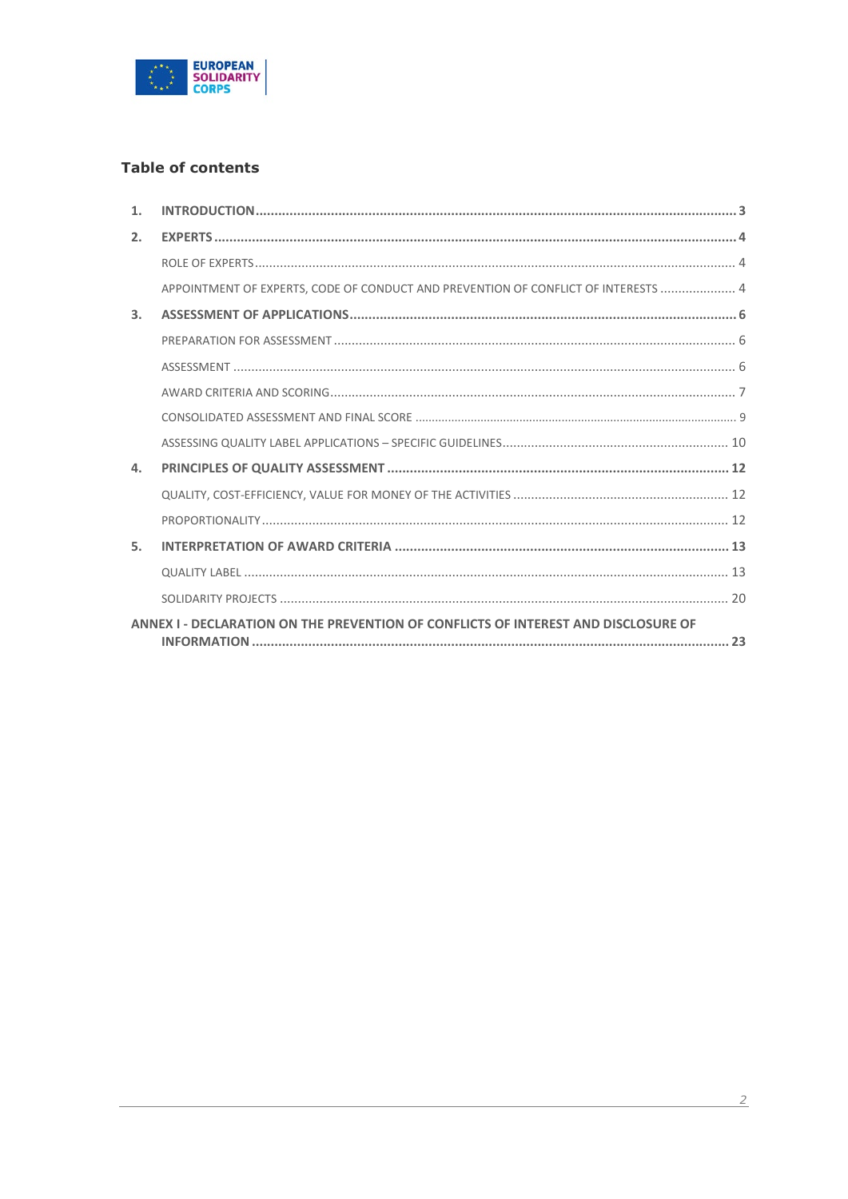## Table of contents

1. **INTRODUCTION** ........ 3
2. **EXPERTS** ........ 4
   - ROLE OF EXPERTS ........ 4
   - APPOINTMENT OF EXPERTS, CODE OF CONDUCT AND PREVENTION OF CONFLICT OF INTERESTS ........ 4
3. **ASSESSMENT OF APPLICATIONS** ........ 6
   - PREPARATION FOR ASSESSMENT ........ 6
   - ASSESSMENT ........ 6
   - AWARD CRITERIA AND SCORING ........ 7
   - CONSOLIDATED ASSESSMENT AND FINAL SCORE ........ 9
   - ASSESSING QUALITY LABEL APPLICATIONS – SPECIFIC GUIDELINES ........ 10
4. **PRINCIPLES OF QUALITY ASSESSMENT** ........ 12
   - QUALITY, COST-EFFICIENCY, VALUE FOR MONEY OF THE ACTIVITIES ........ 12
   - PROPORTIONALITY ........ 12
5. **INTERPRETATION OF AWARD CRITERIA** ........ 13
   - QUALITY LABEL ........ 13
   - SOLIDARITY PROJECTS ........ 20

**ANNEX I - DECLARATION ON THE PREVENTION OF CONFLICTS OF INTEREST AND DISCLOSURE OF INFORMATION** ........ 23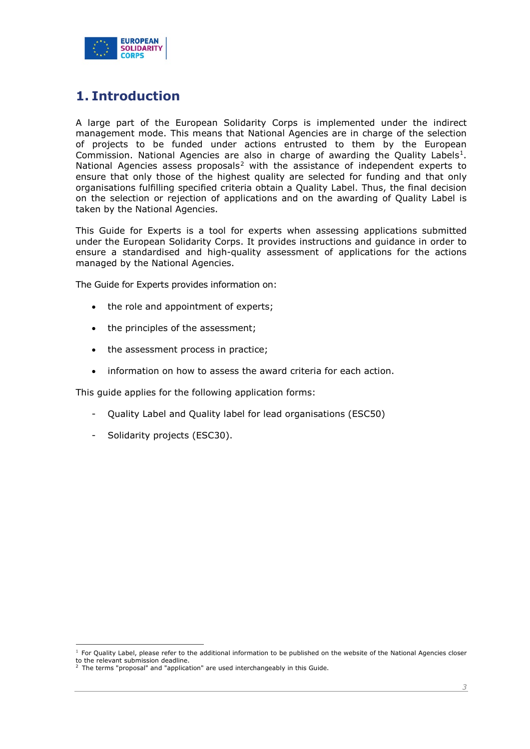# 1. Introduction

A large part of the European Solidarity Corps is implemented under the indirect management mode. This means that National Agencies are in charge of the selection of projects to be funded under actions entrusted to them by the European Commission. National Agencies are also in charge of awarding the Quality Labels[1]. National Agencies assess proposals[2] with the assistance of independent experts to ensure that only those of the highest quality are selected for funding and that only organisations fulfilling specified criteria obtain a Quality Label. Thus, the final decision on the selection or rejection of applications and on the awarding of Quality Label is taken by the National Agencies.

This Guide for Experts is a tool for experts when assessing applications submitted under the European Solidarity Corps. It provides instructions and guidance in order to ensure a standardised and high-quality assessment of applications for the actions managed by the National Agencies.

The Guide for Experts provides information on:

- the role and appointment of experts;
- the principles of the assessment;
- the assessment process in practice;
- information on how to assess the award criteria for each action.

This guide applies for the following application forms:

- Quality Label and Quality label for lead organisations (ESC50)
- Solidarity projects (ESC30).

[1] For Quality Label, please refer to the additional information to be published on the website of the National Agencies closer to the relevant submission deadline.
[2] The terms "proposal" and "application" are used interchangeably in this Guide.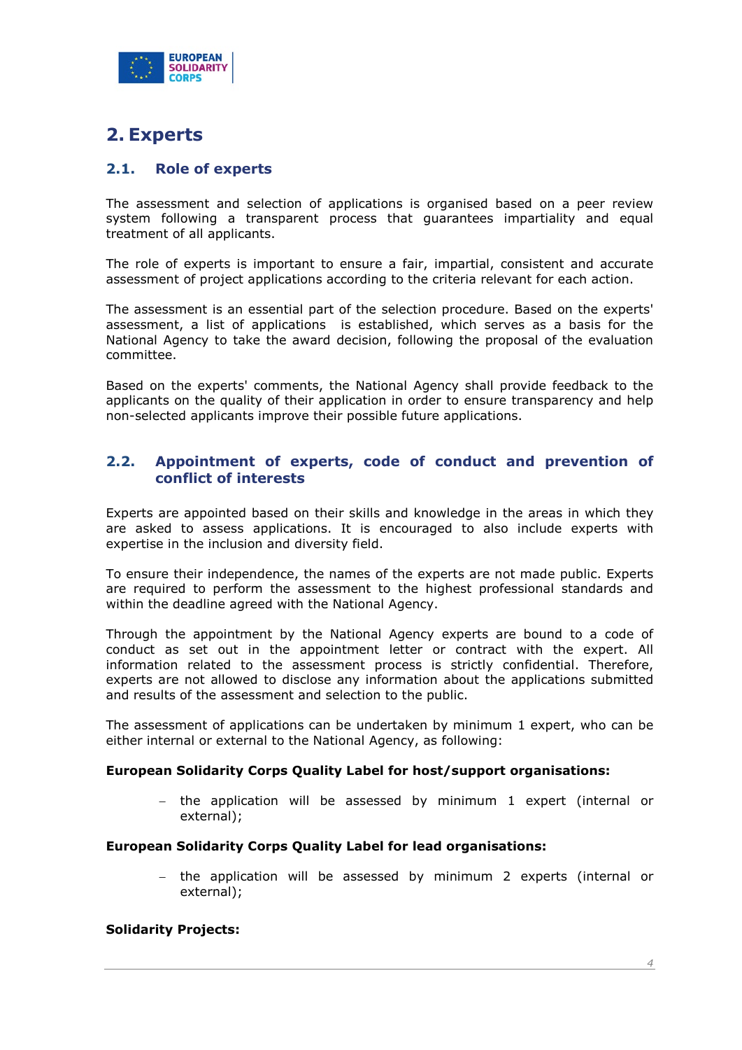# 2. Experts

## 2.1. Role of experts

The assessment and selection of applications is organised based on a peer review system following a transparent process that guarantees impartiality and equal treatment of all applicants.

The role of experts is important to ensure a fair, impartial, consistent and accurate assessment of project applications according to the criteria relevant for each action.

The assessment is an essential part of the selection procedure. Based on the experts' assessment, a list of applications is established, which serves as a basis for the National Agency to take the award decision, following the proposal of the evaluation committee.

Based on the experts' comments, the National Agency shall provide feedback to the applicants on the quality of their application in order to ensure transparency and help non-selected applicants improve their possible future applications.

## 2.2. Appointment of experts, code of conduct and prevention of conflict of interests

Experts are appointed based on their skills and knowledge in the areas in which they are asked to assess applications. It is encouraged to also include experts with expertise in the inclusion and diversity field.

To ensure their independence, the names of the experts are not made public. Experts are required to perform the assessment to the highest professional standards and within the deadline agreed with the National Agency.

Through the appointment by the National Agency experts are bound to a code of conduct as set out in the appointment letter or contract with the expert. All information related to the assessment process is strictly confidential. Therefore, experts are not allowed to disclose any information about the applications submitted and results of the assessment and selection to the public.

The assessment of applications can be undertaken by minimum 1 expert, who can be either internal or external to the National Agency, as following:

**European Solidarity Corps Quality Label for host/support organisations:**

- the application will be assessed by minimum 1 expert (internal or external);

**European Solidarity Corps Quality Label for lead organisations:**

- the application will be assessed by minimum 2 experts (internal or external);

**Solidarity Projects:**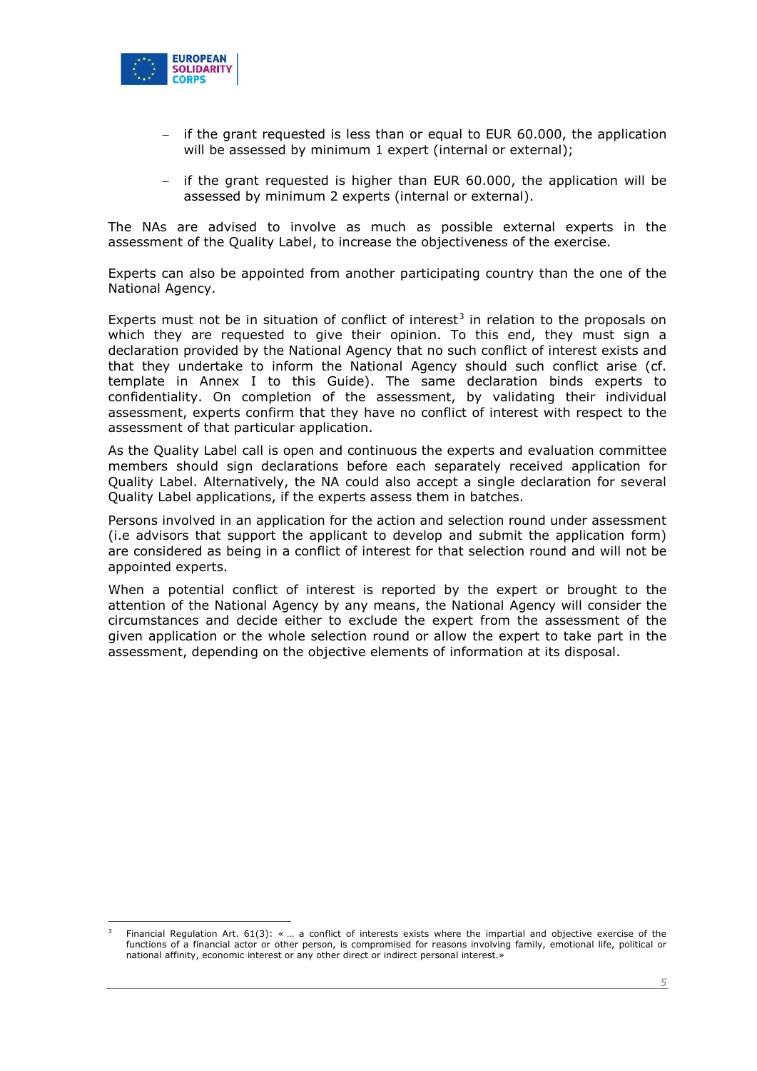- if the grant requested is less than or equal to EUR 60.000, the application will be assessed by minimum 1 expert (internal or external);
- if the grant requested is higher than EUR 60.000, the application will be assessed by minimum 2 experts (internal or external).

The NAs are advised to involve as much as possible external experts in the assessment of the Quality Label, to increase the objectiveness of the exercise.

Experts can also be appointed from another participating country than the one of the National Agency.

Experts must not be in situation of conflict of interest[3] in relation to the proposals on which they are requested to give their opinion. To this end, they must sign a declaration provided by the National Agency that no such conflict of interest exists and that they undertake to inform the National Agency should such conflict arise (cf. template in Annex I to this Guide). The same declaration binds experts to confidentiality. On completion of the assessment, by validating their individual assessment, experts confirm that they have no conflict of interest with respect to the assessment of that particular application.

As the Quality Label call is open and continuous the experts and evaluation committee members should sign declarations before each separately received application for Quality Label. Alternatively, the NA could also accept a single declaration for several Quality Label applications, if the experts assess them in batches.

Persons involved in an application for the action and selection round under assessment (i.e advisors that support the applicant to develop and submit the application form) are considered as being in a conflict of interest for that selection round and will not be appointed experts.

When a potential conflict of interest is reported by the expert or brought to the attention of the National Agency by any means, the National Agency will consider the circumstances and decide either to exclude the expert from the assessment of the given application or the whole selection round or allow the expert to take part in the assessment, depending on the objective elements of information at its disposal.

---

[3] Financial Regulation Art. 61(3): « … a conflict of interests exists where the impartial and objective exercise of the functions of a financial actor or other person, is compromised for reasons involving family, emotional life, political or national affinity, economic interest or any other direct or indirect personal interest.»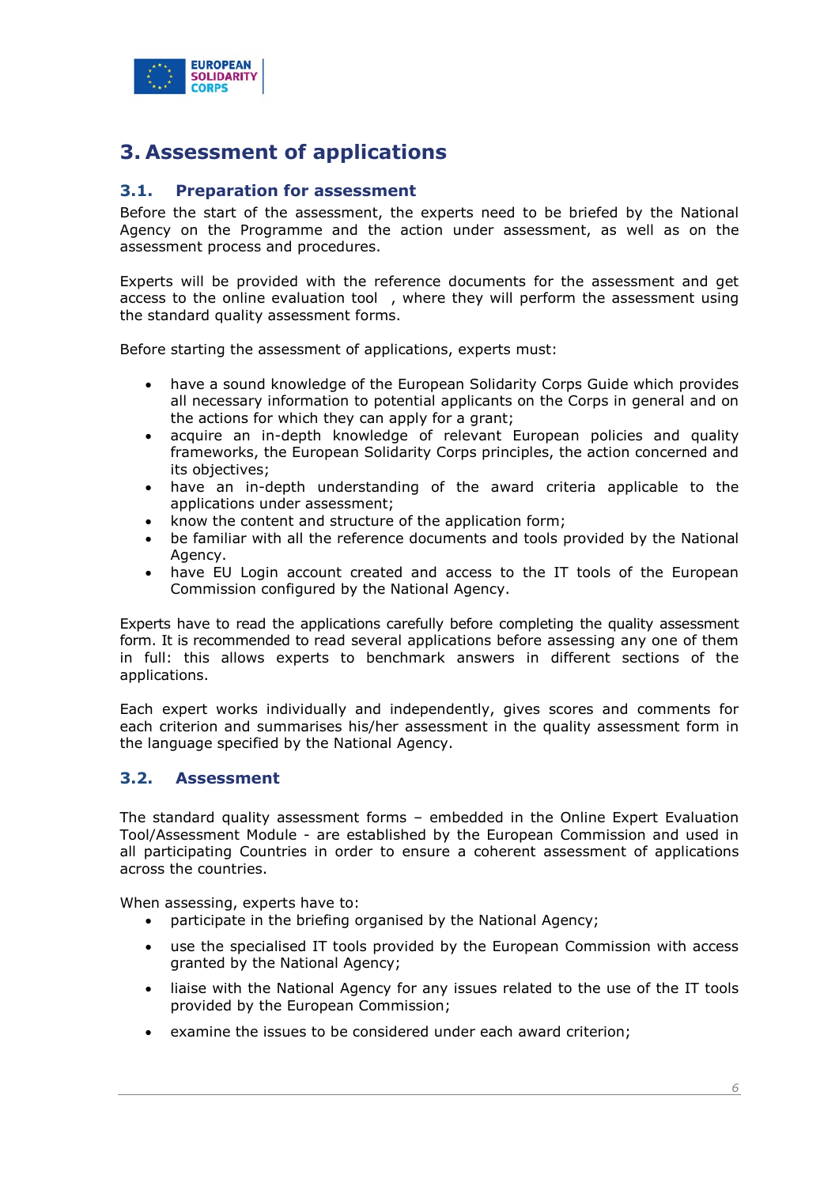# 3. Assessment of applications

## 3.1. Preparation for assessment

Before the start of the assessment, the experts need to be briefed by the National Agency on the Programme and the action under assessment, as well as on the assessment process and procedures.

Experts will be provided with the reference documents for the assessment and get access to the online evaluation tool , where they will perform the assessment using the standard quality assessment forms.

Before starting the assessment of applications, experts must:

- have a sound knowledge of the European Solidarity Corps Guide which provides all necessary information to potential applicants on the Corps in general and on the actions for which they can apply for a grant;
- acquire an in-depth knowledge of relevant European policies and quality frameworks, the European Solidarity Corps principles, the action concerned and its objectives;
- have an in-depth understanding of the award criteria applicable to the applications under assessment;
- know the content and structure of the application form;
- be familiar with all the reference documents and tools provided by the National Agency.
- have EU Login account created and access to the IT tools of the European Commission configured by the National Agency.

Experts have to read the applications carefully before completing the quality assessment form. It is recommended to read several applications before assessing any one of them in full: this allows experts to benchmark answers in different sections of the applications.

Each expert works individually and independently, gives scores and comments for each criterion and summarises his/her assessment in the quality assessment form in the language specified by the National Agency.

## 3.2. Assessment

The standard quality assessment forms – embedded in the Online Expert Evaluation Tool/Assessment Module - are established by the European Commission and used in all participating Countries in order to ensure a coherent assessment of applications across the countries.

When assessing, experts have to:

- participate in the briefing organised by the National Agency;
- use the specialised IT tools provided by the European Commission with access granted by the National Agency;
- liaise with the National Agency for any issues related to the use of the IT tools provided by the European Commission;
- examine the issues to be considered under each award criterion;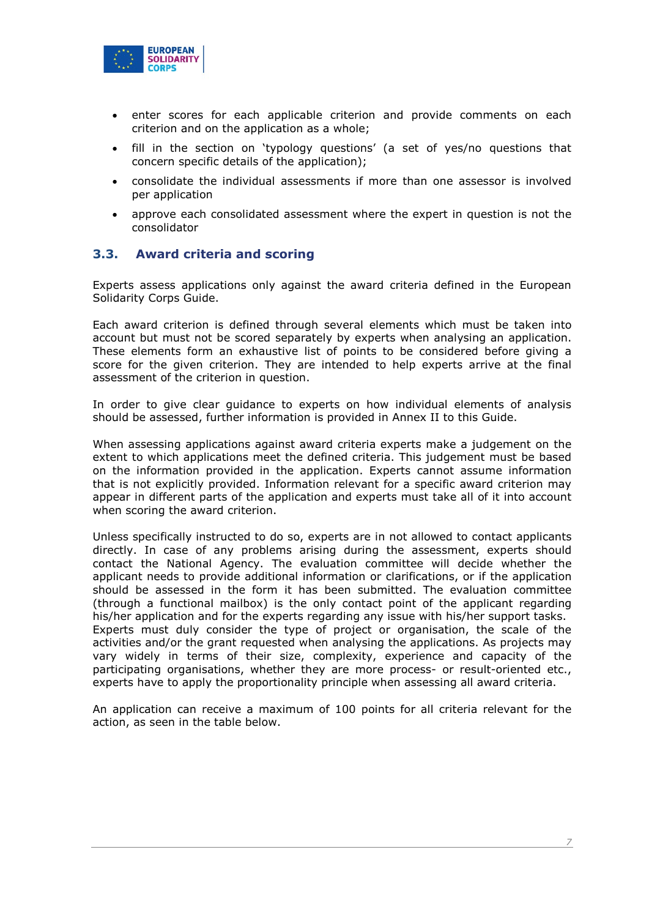- enter scores for each applicable criterion and provide comments on each criterion and on the application as a whole;
- fill in the section on 'typology questions' (a set of yes/no questions that concern specific details of the application);
- consolidate the individual assessments if more than one assessor is involved per application
- approve each consolidated assessment where the expert in question is not the consolidator

## 3.3. Award criteria and scoring

Experts assess applications only against the award criteria defined in the European Solidarity Corps Guide.

Each award criterion is defined through several elements which must be taken into account but must not be scored separately by experts when analysing an application. These elements form an exhaustive list of points to be considered before giving a score for the given criterion. They are intended to help experts arrive at the final assessment of the criterion in question.

In order to give clear guidance to experts on how individual elements of analysis should be assessed, further information is provided in Annex II to this Guide.

When assessing applications against award criteria experts make a judgement on the extent to which applications meet the defined criteria. This judgement must be based on the information provided in the application. Experts cannot assume information that is not explicitly provided. Information relevant for a specific award criterion may appear in different parts of the application and experts must take all of it into account when scoring the award criterion.

Unless specifically instructed to do so, experts are in not allowed to contact applicants directly. In case of any problems arising during the assessment, experts should contact the National Agency. The evaluation committee will decide whether the applicant needs to provide additional information or clarifications, or if the application should be assessed in the form it has been submitted. The evaluation committee (through a functional mailbox) is the only contact point of the applicant regarding his/her application and for the experts regarding any issue with his/her support tasks. Experts must duly consider the type of project or organisation, the scale of the activities and/or the grant requested when analysing the applications. As projects may vary widely in terms of their size, complexity, experience and capacity of the participating organisations, whether they are more process- or result-oriented etc., experts have to apply the proportionality principle when assessing all award criteria.

An application can receive a maximum of 100 points for all criteria relevant for the action, as seen in the table below.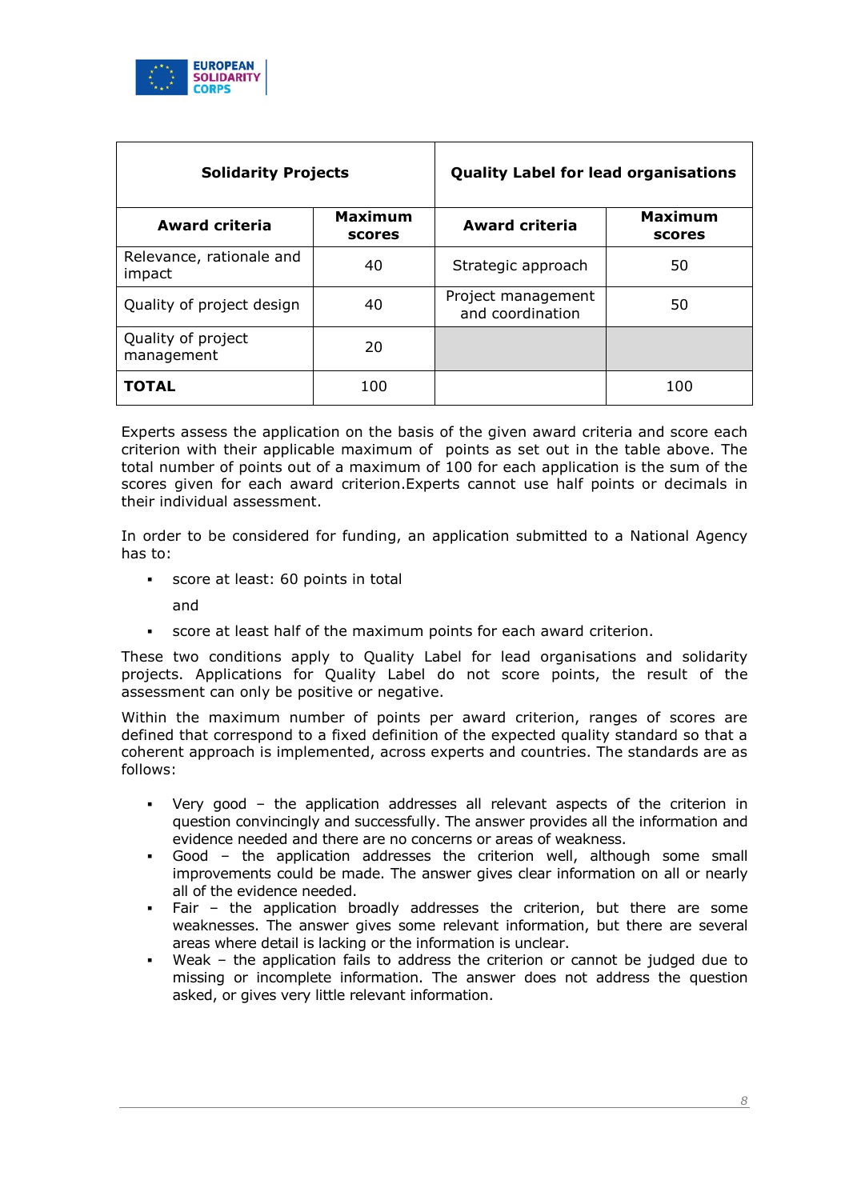| Solidarity Projects | | Quality Label for lead organisations | |
|---|---|---|---|
| **Award criteria** | **Maximum scores** | **Award criteria** | **Maximum scores** |
| Relevance, rationale and impact | 40 | Strategic approach | 50 |
| Quality of project design | 40 | Project management and coordination | 50 |
| Quality of project management | 20 | | |
| **TOTAL** | 100 | | 100 |

Experts assess the application on the basis of the given award criteria and score each criterion with their applicable maximum of points as set out in the table above. The total number of points out of a maximum of 100 for each application is the sum of the scores given for each award criterion.Experts cannot use half points or decimals in their individual assessment.

In order to be considered for funding, an application submitted to a National Agency has to:

- score at least: 60 points in total

  and

- score at least half of the maximum points for each award criterion.

These two conditions apply to Quality Label for lead organisations and solidarity projects. Applications for Quality Label do not score points, the result of the assessment can only be positive or negative.

Within the maximum number of points per award criterion, ranges of scores are defined that correspond to a fixed definition of the expected quality standard so that a coherent approach is implemented, across experts and countries. The standards are as follows:

- Very good – the application addresses all relevant aspects of the criterion in question convincingly and successfully. The answer provides all the information and evidence needed and there are no concerns or areas of weakness.
- Good – the application addresses the criterion well, although some small improvements could be made. The answer gives clear information on all or nearly all of the evidence needed.
- Fair – the application broadly addresses the criterion, but there are some weaknesses. The answer gives some relevant information, but there are several areas where detail is lacking or the information is unclear.
- Weak – the application fails to address the criterion or cannot be judged due to missing or incomplete information. The answer does not address the question asked, or gives very little relevant information.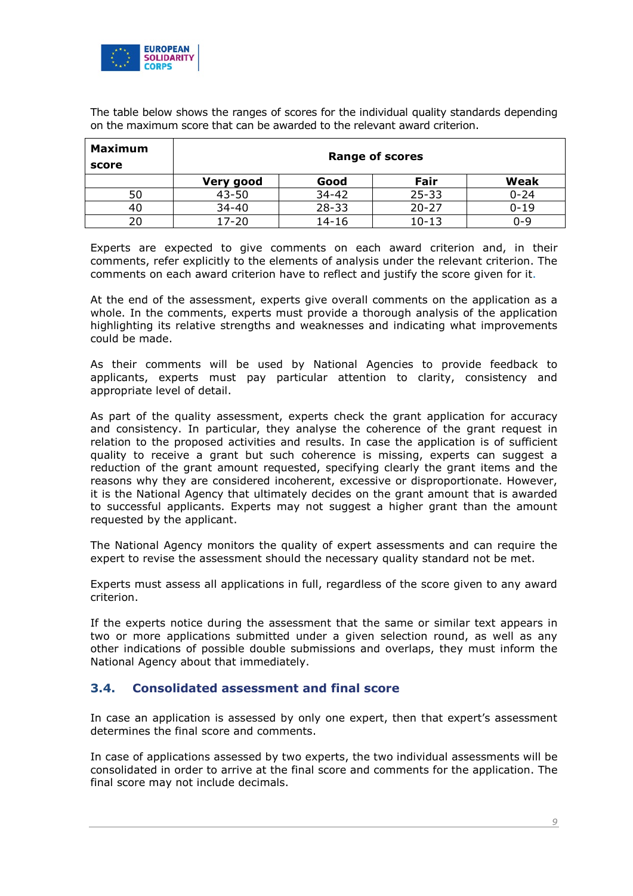The table below shows the ranges of scores for the individual quality standards depending on the maximum score that can be awarded to the relevant award criterion.

| Maximum score | Range of scores | | | |
|---|---|---|---|---|
| | **Very good** | **Good** | **Fair** | **Weak** |
| 50 | 43-50 | 34-42 | 25-33 | 0-24 |
| 40 | 34-40 | 28-33 | 20-27 | 0-19 |
| 20 | 17-20 | 14-16 | 10-13 | 0-9 |

Experts are expected to give comments on each award criterion and, in their comments, refer explicitly to the elements of analysis under the relevant criterion. The comments on each award criterion have to reflect and justify the score given for it.

At the end of the assessment, experts give overall comments on the application as a whole. In the comments, experts must provide a thorough analysis of the application highlighting its relative strengths and weaknesses and indicating what improvements could be made.

As their comments will be used by National Agencies to provide feedback to applicants, experts must pay particular attention to clarity, consistency and appropriate level of detail.

As part of the quality assessment, experts check the grant application for accuracy and consistency. In particular, they analyse the coherence of the grant request in relation to the proposed activities and results. In case the application is of sufficient quality to receive a grant but such coherence is missing, experts can suggest a reduction of the grant amount requested, specifying clearly the grant items and the reasons why they are considered incoherent, excessive or disproportionate. However, it is the National Agency that ultimately decides on the grant amount that is awarded to successful applicants. Experts may not suggest a higher grant than the amount requested by the applicant.

The National Agency monitors the quality of expert assessments and can require the expert to revise the assessment should the necessary quality standard not be met.

Experts must assess all applications in full, regardless of the score given to any award criterion.

If the experts notice during the assessment that the same or similar text appears in two or more applications submitted under a given selection round, as well as any other indications of possible double submissions and overlaps, they must inform the National Agency about that immediately.

### 3.4. Consolidated assessment and final score

In case an application is assessed by only one expert, then that expert's assessment determines the final score and comments.

In case of applications assessed by two experts, the two individual assessments will be consolidated in order to arrive at the final score and comments for the application. The final score may not include decimals.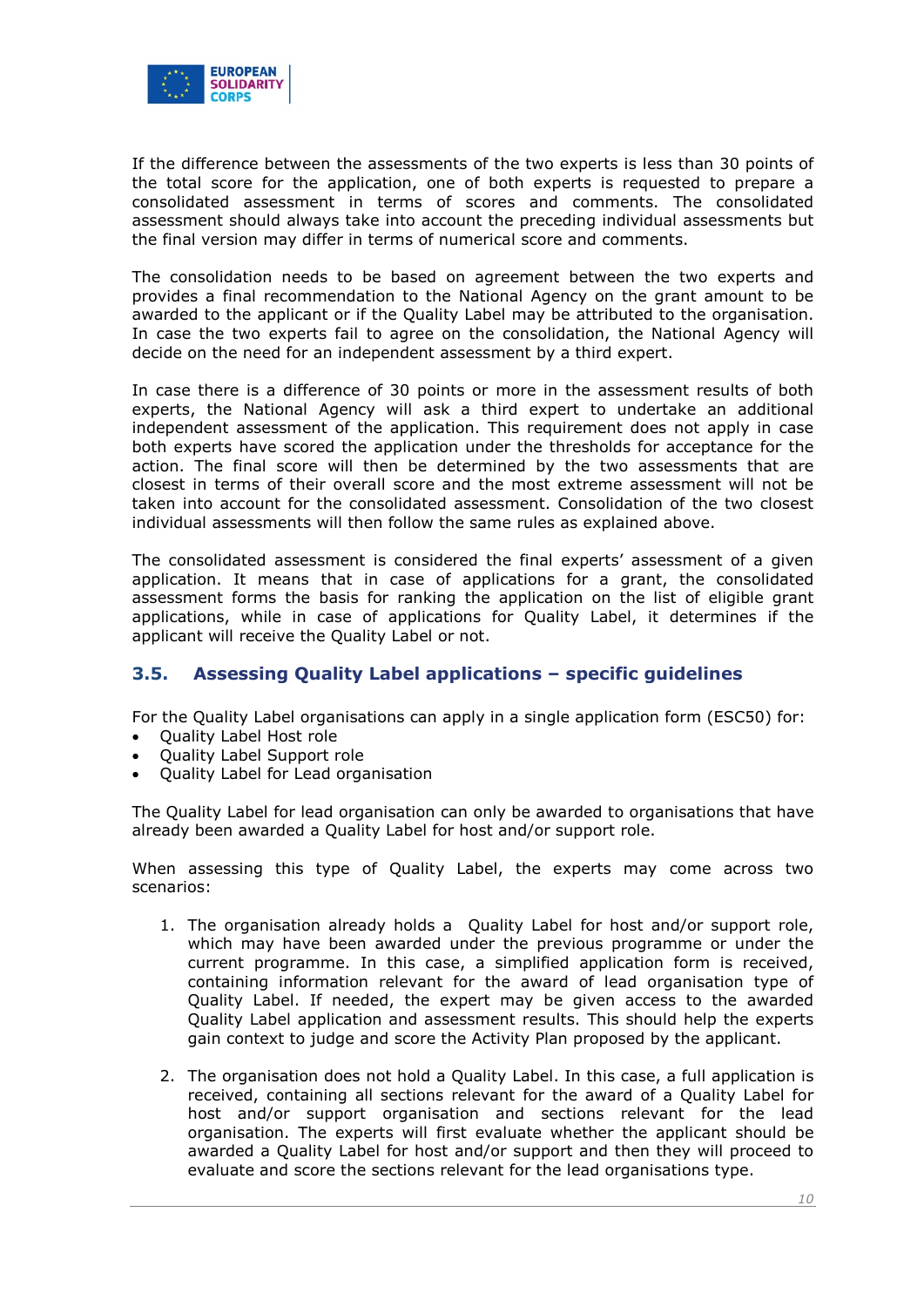If the difference between the assessments of the two experts is less than 30 points of the total score for the application, one of both experts is requested to prepare a consolidated assessment in terms of scores and comments. The consolidated assessment should always take into account the preceding individual assessments but the final version may differ in terms of numerical score and comments.

The consolidation needs to be based on agreement between the two experts and provides a final recommendation to the National Agency on the grant amount to be awarded to the applicant or if the Quality Label may be attributed to the organisation. In case the two experts fail to agree on the consolidation, the National Agency will decide on the need for an independent assessment by a third expert.

In case there is a difference of 30 points or more in the assessment results of both experts, the National Agency will ask a third expert to undertake an additional independent assessment of the application. This requirement does not apply in case both experts have scored the application under the thresholds for acceptance for the action. The final score will then be determined by the two assessments that are closest in terms of their overall score and the most extreme assessment will not be taken into account for the consolidated assessment. Consolidation of the two closest individual assessments will then follow the same rules as explained above.

The consolidated assessment is considered the final experts' assessment of a given application. It means that in case of applications for a grant, the consolidated assessment forms the basis for ranking the application on the list of eligible grant applications, while in case of applications for Quality Label, it determines if the applicant will receive the Quality Label or not.

## 3.5. Assessing Quality Label applications – specific guidelines

For the Quality Label organisations can apply in a single application form (ESC50) for:

- Quality Label Host role
- Quality Label Support role
- Quality Label for Lead organisation

The Quality Label for lead organisation can only be awarded to organisations that have already been awarded a Quality Label for host and/or support role.

When assessing this type of Quality Label, the experts may come across two scenarios:

1. The organisation already holds a Quality Label for host and/or support role, which may have been awarded under the previous programme or under the current programme. In this case, a simplified application form is received, containing information relevant for the award of lead organisation type of Quality Label. If needed, the expert may be given access to the awarded Quality Label application and assessment results. This should help the experts gain context to judge and score the Activity Plan proposed by the applicant.

2. The organisation does not hold a Quality Label. In this case, a full application is received, containing all sections relevant for the award of a Quality Label for host and/or support organisation and sections relevant for the lead organisation. The experts will first evaluate whether the applicant should be awarded a Quality Label for host and/or support and then they will proceed to evaluate and score the sections relevant for the lead organisations type.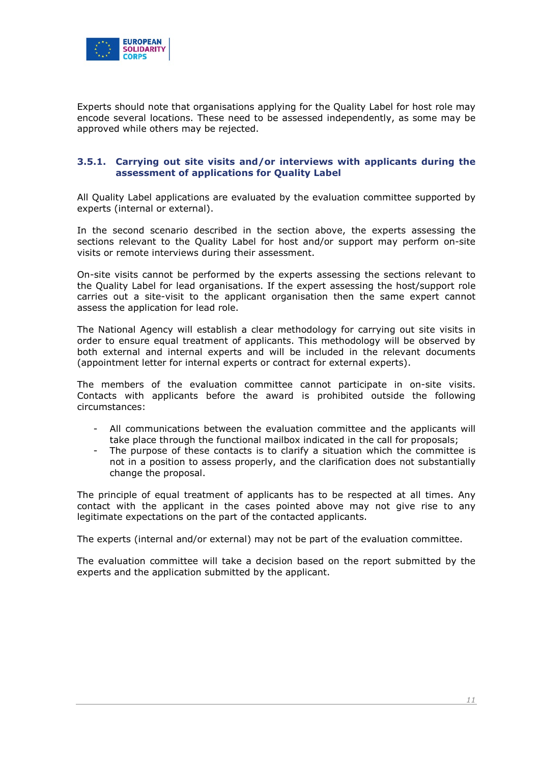Experts should note that organisations applying for the Quality Label for host role may encode several locations. These need to be assessed independently, as some may be approved while others may be rejected.

### 3.5.1. Carrying out site visits and/or interviews with applicants during the assessment of applications for Quality Label

All Quality Label applications are evaluated by the evaluation committee supported by experts (internal or external).

In the second scenario described in the section above, the experts assessing the sections relevant to the Quality Label for host and/or support may perform on-site visits or remote interviews during their assessment.

On-site visits cannot be performed by the experts assessing the sections relevant to the Quality Label for lead organisations. If the expert assessing the host/support role carries out a site-visit to the applicant organisation then the same expert cannot assess the application for lead role.

The National Agency will establish a clear methodology for carrying out site visits in order to ensure equal treatment of applicants. This methodology will be observed by both external and internal experts and will be included in the relevant documents (appointment letter for internal experts or contract for external experts).

The members of the evaluation committee cannot participate in on-site visits. Contacts with applicants before the award is prohibited outside the following circumstances:

- All communications between the evaluation committee and the applicants will take place through the functional mailbox indicated in the call for proposals;
- The purpose of these contacts is to clarify a situation which the committee is not in a position to assess properly, and the clarification does not substantially change the proposal.

The principle of equal treatment of applicants has to be respected at all times. Any contact with the applicant in the cases pointed above may not give rise to any legitimate expectations on the part of the contacted applicants.

The experts (internal and/or external) may not be part of the evaluation committee.

The evaluation committee will take a decision based on the report submitted by the experts and the application submitted by the applicant.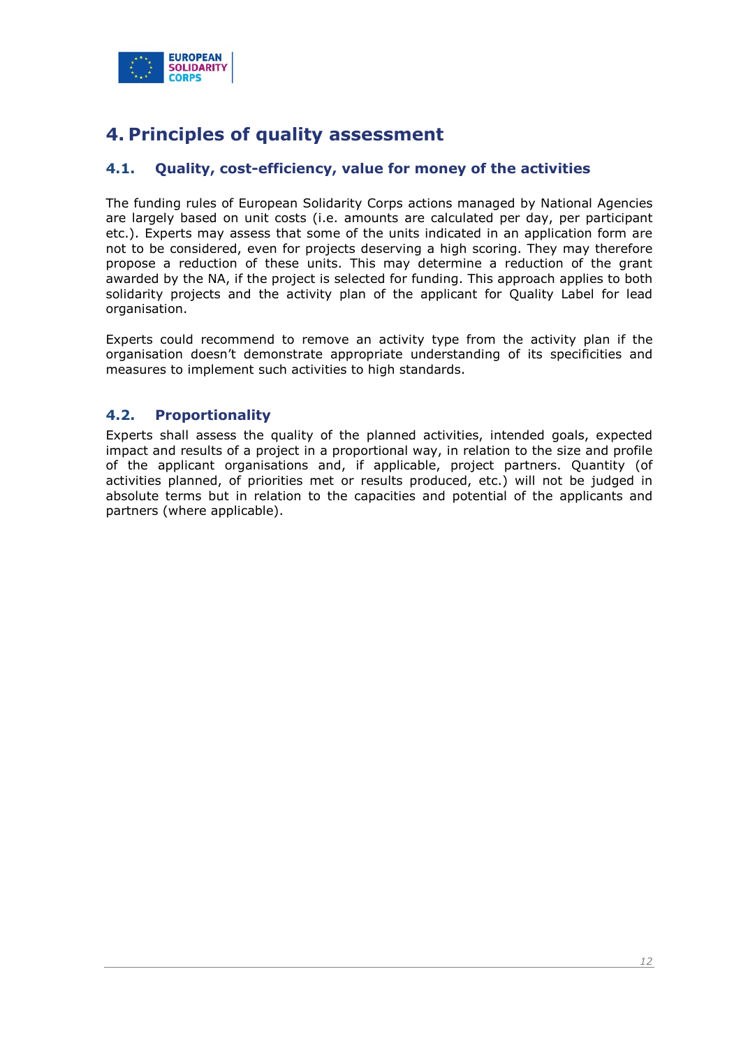# 4. Principles of quality assessment

## 4.1. Quality, cost-efficiency, value for money of the activities

The funding rules of European Solidarity Corps actions managed by National Agencies are largely based on unit costs (i.e. amounts are calculated per day, per participant etc.). Experts may assess that some of the units indicated in an application form are not to be considered, even for projects deserving a high scoring. They may therefore propose a reduction of these units. This may determine a reduction of the grant awarded by the NA, if the project is selected for funding. This approach applies to both solidarity projects and the activity plan of the applicant for Quality Label for lead organisation.

Experts could recommend to remove an activity type from the activity plan if the organisation doesn't demonstrate appropriate understanding of its specificities and measures to implement such activities to high standards.

## 4.2. Proportionality

Experts shall assess the quality of the planned activities, intended goals, expected impact and results of a project in a proportional way, in relation to the size and profile of the applicant organisations and, if applicable, project partners. Quantity (of activities planned, of priorities met or results produced, etc.) will not be judged in absolute terms but in relation to the capacities and potential of the applicants and partners (where applicable).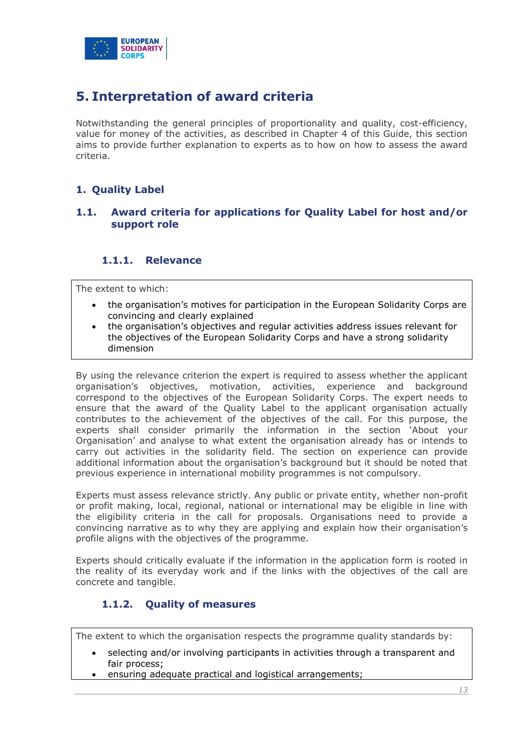# 5. Interpretation of award criteria

Notwithstanding the general principles of proportionality and quality, cost-efficiency, value for money of the activities, as described in Chapter 4 of this Guide, this section aims to provide further explanation to experts as to how on how to assess the award criteria.

## 1. Quality Label

### 1.1. Award criteria for applications for Quality Label for host and/or support role

#### 1.1.1. Relevance

> The extent to which:
>
> - the organisation's motives for participation in the European Solidarity Corps are convincing and clearly explained
> - the organisation's objectives and regular activities address issues relevant for the objectives of the European Solidarity Corps and have a strong solidarity dimension

By using the relevance criterion the expert is required to assess whether the applicant organisation's objectives, motivation, activities, experience and background correspond to the objectives of the European Solidarity Corps. The expert needs to ensure that the award of the Quality Label to the applicant organisation actually contributes to the achievement of the objectives of the call. For this purpose, the experts shall consider primarily the information in the section 'About your Organisation' and analyse to what extent the organisation already has or intends to carry out activities in the solidarity field. The section on experience can provide additional information about the organisation's background but it should be noted that previous experience in international mobility programmes is not compulsory.

Experts must assess relevance strictly. Any public or private entity, whether non-profit or profit making, local, regional, national or international may be eligible in line with the eligibility criteria in the call for proposals. Organisations need to provide a convincing narrative as to why they are applying and explain how their organisation's profile aligns with the objectives of the programme.

Experts should critically evaluate if the information in the application form is rooted in the reality of its everyday work and if the links with the objectives of the call are concrete and tangible.

#### 1.1.2. Quality of measures

> The extent to which the organisation respects the programme quality standards by:
>
> - selecting and/or involving participants in activities through a transparent and fair process;
> - ensuring adequate practical and logistical arrangements;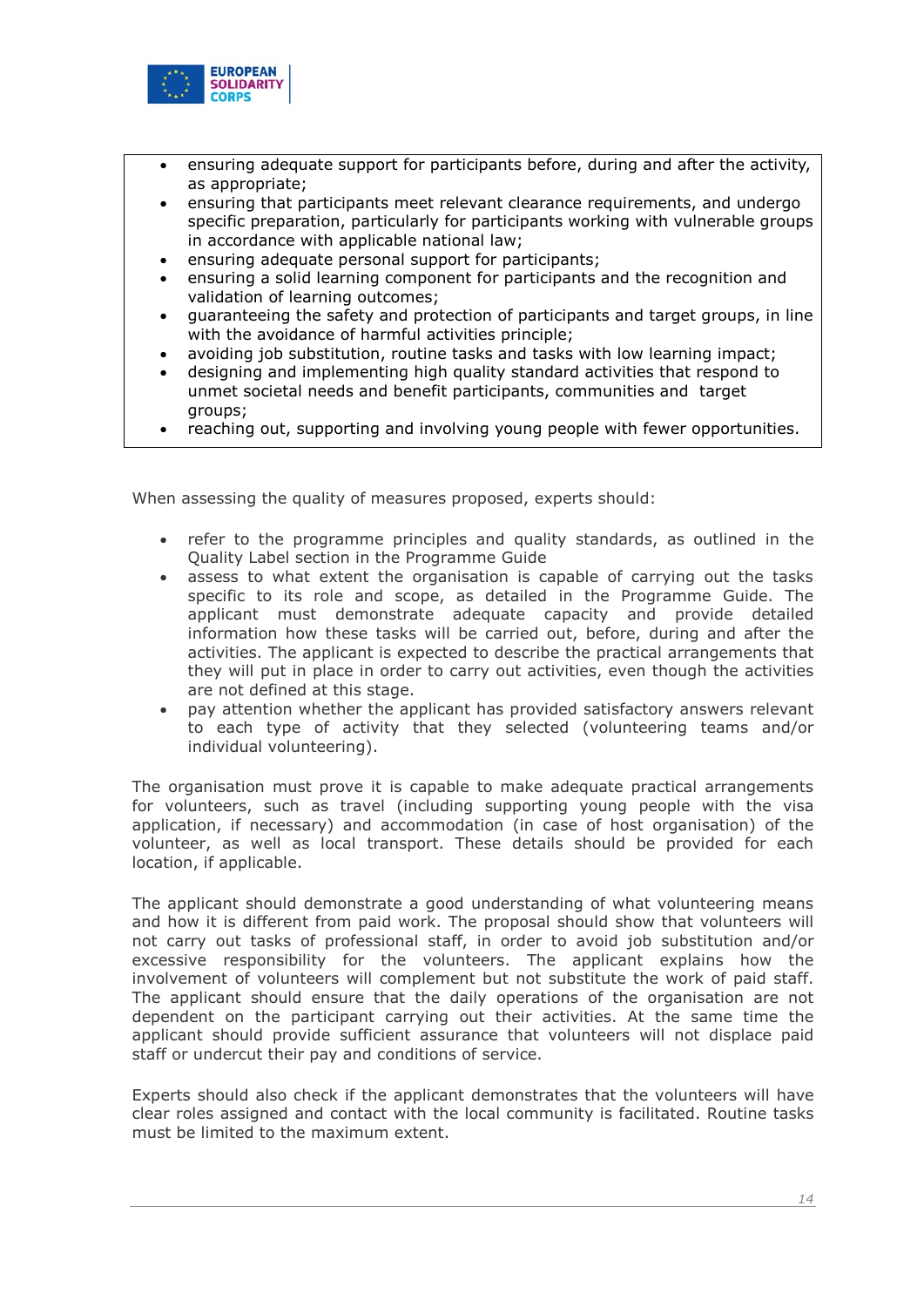- ensuring adequate support for participants before, during and after the activity, as appropriate;
- ensuring that participants meet relevant clearance requirements, and undergo specific preparation, particularly for participants working with vulnerable groups in accordance with applicable national law;
- ensuring adequate personal support for participants;
- ensuring a solid learning component for participants and the recognition and validation of learning outcomes;
- guaranteeing the safety and protection of participants and target groups, in line with the avoidance of harmful activities principle;
- avoiding job substitution, routine tasks and tasks with low learning impact;
- designing and implementing high quality standard activities that respond to unmet societal needs and benefit participants, communities and target groups;
- reaching out, supporting and involving young people with fewer opportunities.

When assessing the quality of measures proposed, experts should:

- refer to the programme principles and quality standards, as outlined in the Quality Label section in the Programme Guide
- assess to what extent the organisation is capable of carrying out the tasks specific to its role and scope, as detailed in the Programme Guide. The applicant must demonstrate adequate capacity and provide detailed information how these tasks will be carried out, before, during and after the activities. The applicant is expected to describe the practical arrangements that they will put in place in order to carry out activities, even though the activities are not defined at this stage.
- pay attention whether the applicant has provided satisfactory answers relevant to each type of activity that they selected (volunteering teams and/or individual volunteering).

The organisation must prove it is capable to make adequate practical arrangements for volunteers, such as travel (including supporting young people with the visa application, if necessary) and accommodation (in case of host organisation) of the volunteer, as well as local transport. These details should be provided for each location, if applicable.

The applicant should demonstrate a good understanding of what volunteering means and how it is different from paid work. The proposal should show that volunteers will not carry out tasks of professional staff, in order to avoid job substitution and/or excessive responsibility for the volunteers. The applicant explains how the involvement of volunteers will complement but not substitute the work of paid staff. The applicant should ensure that the daily operations of the organisation are not dependent on the participant carrying out their activities. At the same time the applicant should provide sufficient assurance that volunteers will not displace paid staff or undercut their pay and conditions of service.

Experts should also check if the applicant demonstrates that the volunteers will have clear roles assigned and contact with the local community is facilitated. Routine tasks must be limited to the maximum extent.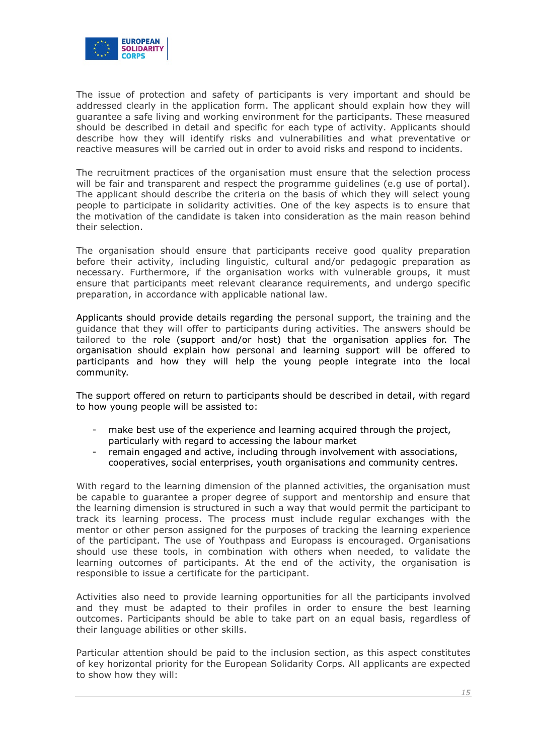The issue of protection and safety of participants is very important and should be addressed clearly in the application form. The applicant should explain how they will guarantee a safe living and working environment for the participants. These measured should be described in detail and specific for each type of activity. Applicants should describe how they will identify risks and vulnerabilities and what preventative or reactive measures will be carried out in order to avoid risks and respond to incidents.

The recruitment practices of the organisation must ensure that the selection process will be fair and transparent and respect the programme guidelines (e.g use of portal). The applicant should describe the criteria on the basis of which they will select young people to participate in solidarity activities. One of the key aspects is to ensure that the motivation of the candidate is taken into consideration as the main reason behind their selection.

The organisation should ensure that participants receive good quality preparation before their activity, including linguistic, cultural and/or pedagogic preparation as necessary. Furthermore, if the organisation works with vulnerable groups, it must ensure that participants meet relevant clearance requirements, and undergo specific preparation, in accordance with applicable national law.

Applicants should provide details regarding the personal support, the training and the guidance that they will offer to participants during activities. The answers should be tailored to the role (support and/or host) that the organisation applies for. The organisation should explain how personal and learning support will be offered to participants and how they will help the young people integrate into the local community.

The support offered on return to participants should be described in detail, with regard to how young people will be assisted to:

- make best use of the experience and learning acquired through the project, particularly with regard to accessing the labour market
- remain engaged and active, including through involvement with associations, cooperatives, social enterprises, youth organisations and community centres.

With regard to the learning dimension of the planned activities, the organisation must be capable to guarantee a proper degree of support and mentorship and ensure that the learning dimension is structured in such a way that would permit the participant to track its learning process. The process must include regular exchanges with the mentor or other person assigned for the purposes of tracking the learning experience of the participant. The use of Youthpass and Europass is encouraged. Organisations should use these tools, in combination with others when needed, to validate the learning outcomes of participants. At the end of the activity, the organisation is responsible to issue a certificate for the participant.

Activities also need to provide learning opportunities for all the participants involved and they must be adapted to their profiles in order to ensure the best learning outcomes. Participants should be able to take part on an equal basis, regardless of their language abilities or other skills.

Particular attention should be paid to the inclusion section, as this aspect constitutes of key horizontal priority for the European Solidarity Corps. All applicants are expected to show how they will: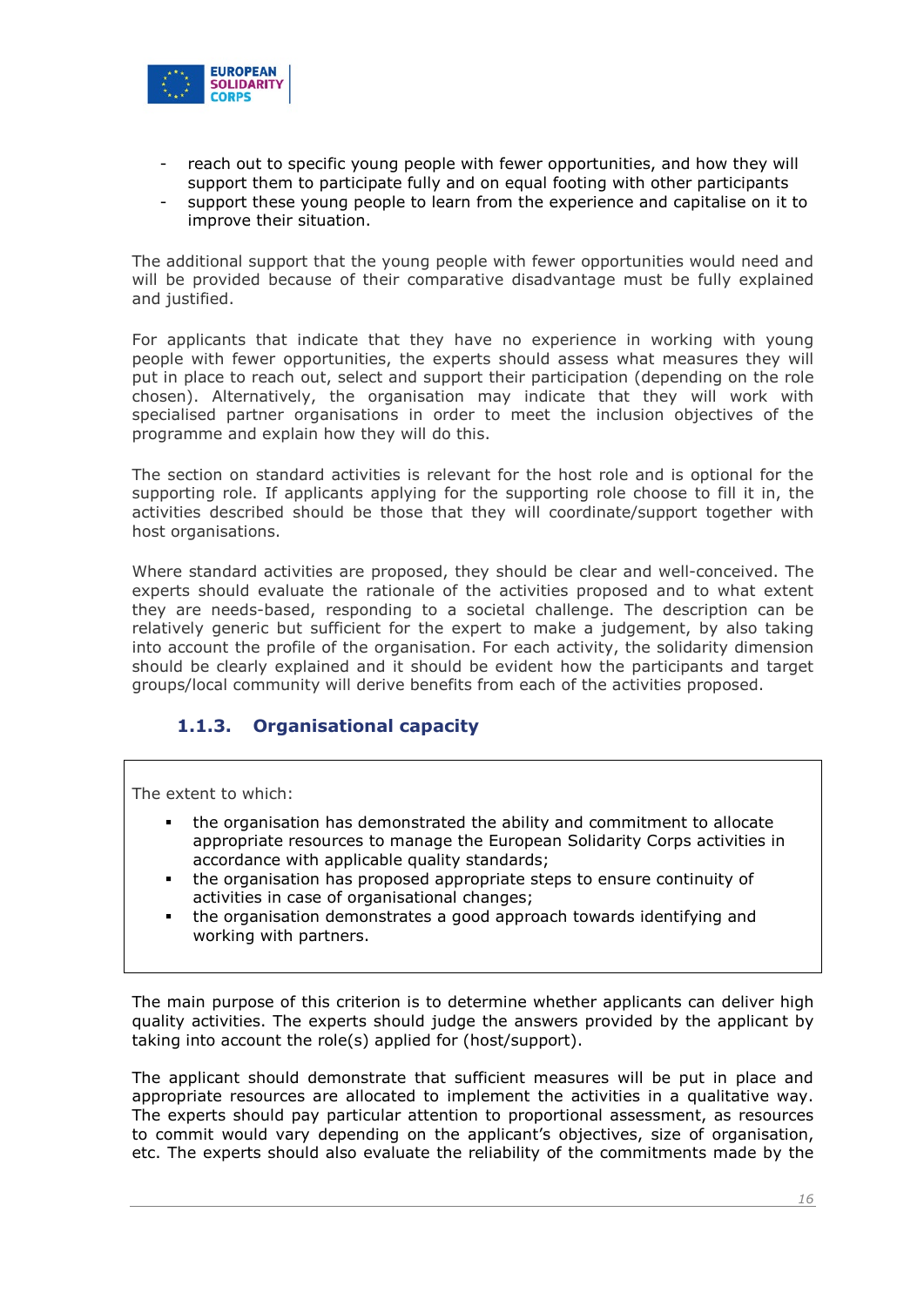- reach out to specific young people with fewer opportunities, and how they will support them to participate fully and on equal footing with other participants
- support these young people to learn from the experience and capitalise on it to improve their situation.

The additional support that the young people with fewer opportunities would need and will be provided because of their comparative disadvantage must be fully explained and justified.

For applicants that indicate that they have no experience in working with young people with fewer opportunities, the experts should assess what measures they will put in place to reach out, select and support their participation (depending on the role chosen). Alternatively, the organisation may indicate that they will work with specialised partner organisations in order to meet the inclusion objectives of the programme and explain how they will do this.

The section on standard activities is relevant for the host role and is optional for the supporting role. If applicants applying for the supporting role choose to fill it in, the activities described should be those that they will coordinate/support together with host organisations.

Where standard activities are proposed, they should be clear and well-conceived. The experts should evaluate the rationale of the activities proposed and to what extent they are needs-based, responding to a societal challenge. The description can be relatively generic but sufficient for the expert to make a judgement, by also taking into account the profile of the organisation. For each activity, the solidarity dimension should be clearly explained and it should be evident how the participants and target groups/local community will derive benefits from each of the activities proposed.

### 1.1.3. Organisational capacity

The extent to which:

- the organisation has demonstrated the ability and commitment to allocate appropriate resources to manage the European Solidarity Corps activities in accordance with applicable quality standards;
- the organisation has proposed appropriate steps to ensure continuity of activities in case of organisational changes;
- the organisation demonstrates a good approach towards identifying and working with partners.

The main purpose of this criterion is to determine whether applicants can deliver high quality activities. The experts should judge the answers provided by the applicant by taking into account the role(s) applied for (host/support).

The applicant should demonstrate that sufficient measures will be put in place and appropriate resources are allocated to implement the activities in a qualitative way. The experts should pay particular attention to proportional assessment, as resources to commit would vary depending on the applicant's objectives, size of organisation, etc. The experts should also evaluate the reliability of the commitments made by the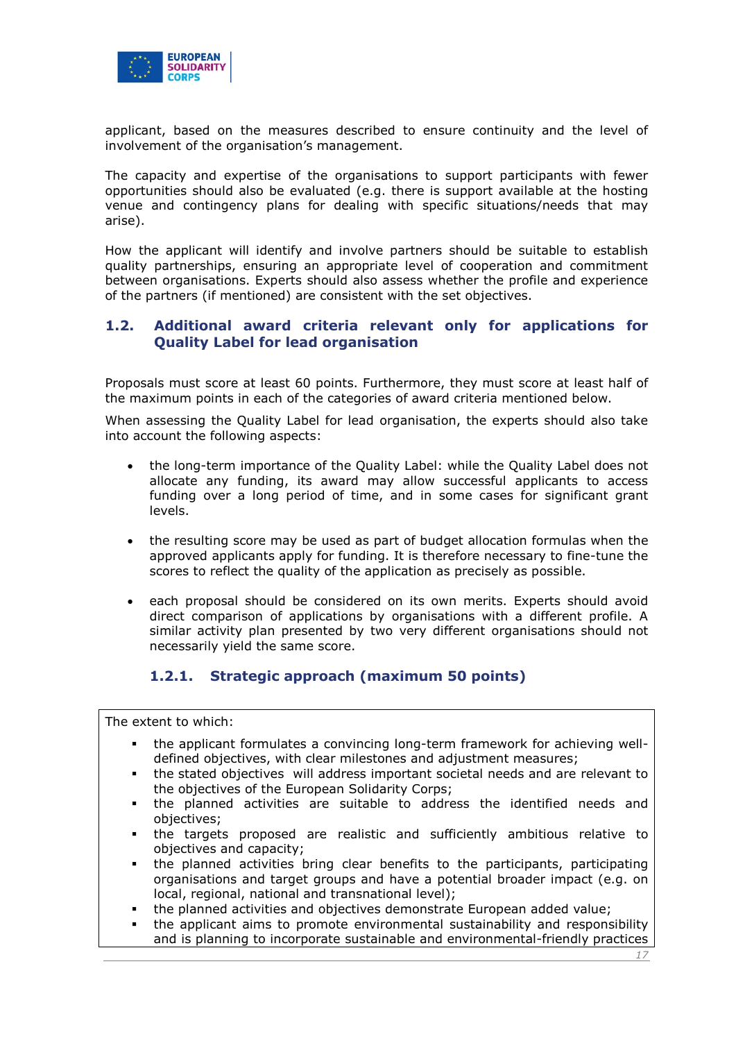applicant, based on the measures described to ensure continuity and the level of involvement of the organisation's management.

The capacity and expertise of the organisations to support participants with fewer opportunities should also be evaluated (e.g. there is support available at the hosting venue and contingency plans for dealing with specific situations/needs that may arise).

How the applicant will identify and involve partners should be suitable to establish quality partnerships, ensuring an appropriate level of cooperation and commitment between organisations. Experts should also assess whether the profile and experience of the partners (if mentioned) are consistent with the set objectives.

## 1.2. Additional award criteria relevant only for applications for Quality Label for lead organisation

Proposals must score at least 60 points. Furthermore, they must score at least half of the maximum points in each of the categories of award criteria mentioned below.

When assessing the Quality Label for lead organisation, the experts should also take into account the following aspects:

- the long-term importance of the Quality Label: while the Quality Label does not allocate any funding, its award may allow successful applicants to access funding over a long period of time, and in some cases for significant grant levels.
- the resulting score may be used as part of budget allocation formulas when the approved applicants apply for funding. It is therefore necessary to fine-tune the scores to reflect the quality of the application as precisely as possible.
- each proposal should be considered on its own merits. Experts should avoid direct comparison of applications by organisations with a different profile. A similar activity plan presented by two very different organisations should not necessarily yield the same score.

### 1.2.1. Strategic approach (maximum 50 points)

The extent to which:

- the applicant formulates a convincing long-term framework for achieving well-defined objectives, with clear milestones and adjustment measures;
- the stated objectives will address important societal needs and are relevant to the objectives of the European Solidarity Corps;
- the planned activities are suitable to address the identified needs and objectives;
- the targets proposed are realistic and sufficiently ambitious relative to objectives and capacity;
- the planned activities bring clear benefits to the participants, participating organisations and target groups and have a potential broader impact (e.g. on local, regional, national and transnational level);
- the planned activities and objectives demonstrate European added value;
- the applicant aims to promote environmental sustainability and responsibility and is planning to incorporate sustainable and environmental-friendly practices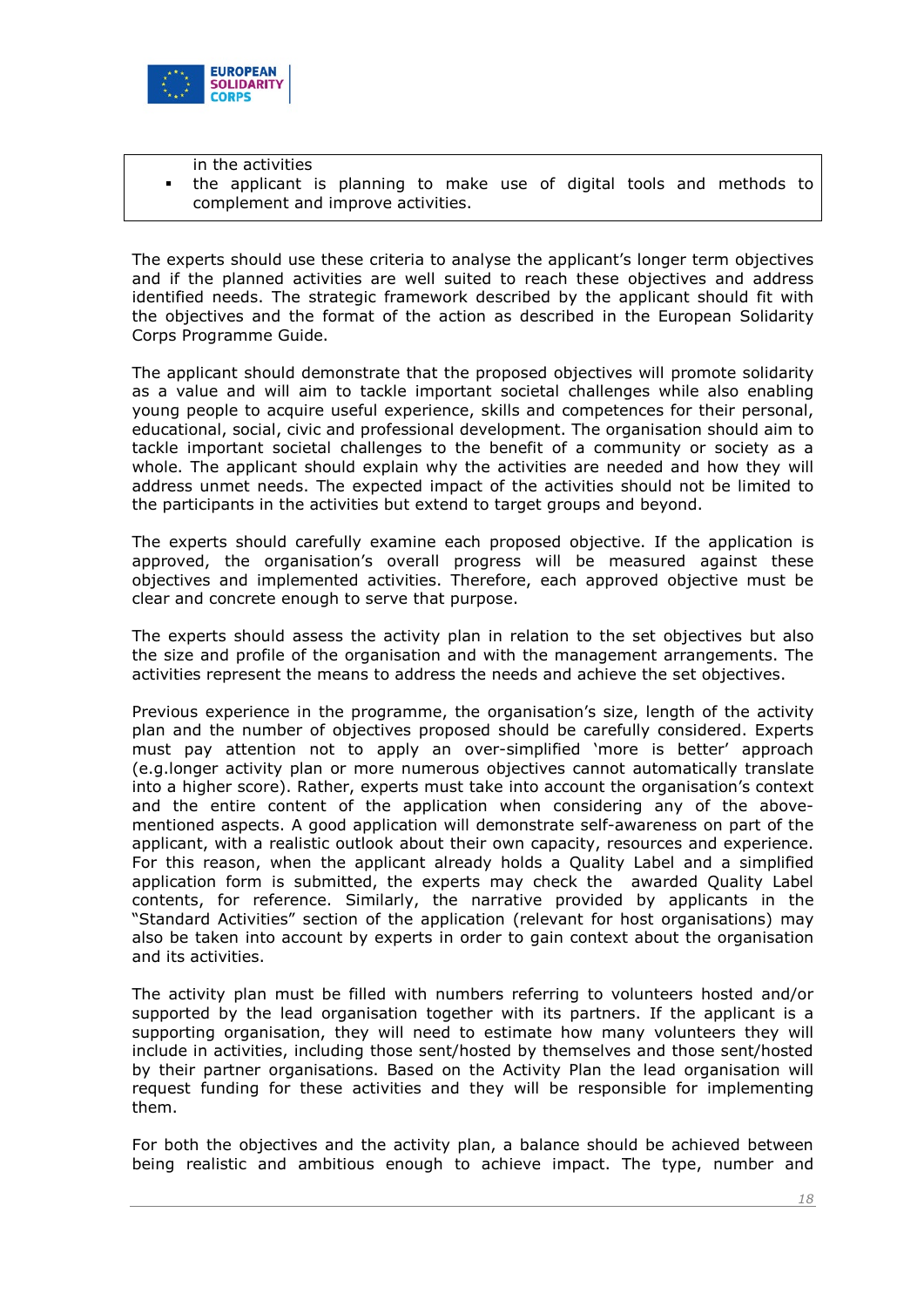in the activities

- the applicant is planning to make use of digital tools and methods to complement and improve activities.

The experts should use these criteria to analyse the applicant's longer term objectives and if the planned activities are well suited to reach these objectives and address identified needs. The strategic framework described by the applicant should fit with the objectives and the format of the action as described in the European Solidarity Corps Programme Guide.

The applicant should demonstrate that the proposed objectives will promote solidarity as a value and will aim to tackle important societal challenges while also enabling young people to acquire useful experience, skills and competences for their personal, educational, social, civic and professional development. The organisation should aim to tackle important societal challenges to the benefit of a community or society as a whole. The applicant should explain why the activities are needed and how they will address unmet needs. The expected impact of the activities should not be limited to the participants in the activities but extend to target groups and beyond.

The experts should carefully examine each proposed objective. If the application is approved, the organisation's overall progress will be measured against these objectives and implemented activities. Therefore, each approved objective must be clear and concrete enough to serve that purpose.

The experts should assess the activity plan in relation to the set objectives but also the size and profile of the organisation and with the management arrangements. The activities represent the means to address the needs and achieve the set objectives.

Previous experience in the programme, the organisation's size, length of the activity plan and the number of objectives proposed should be carefully considered. Experts must pay attention not to apply an over-simplified 'more is better' approach (e.g.longer activity plan or more numerous objectives cannot automatically translate into a higher score). Rather, experts must take into account the organisation's context and the entire content of the application when considering any of the above-mentioned aspects. A good application will demonstrate self-awareness on part of the applicant, with a realistic outlook about their own capacity, resources and experience. For this reason, when the applicant already holds a Quality Label and a simplified application form is submitted, the experts may check the awarded Quality Label contents, for reference. Similarly, the narrative provided by applicants in the "Standard Activities" section of the application (relevant for host organisations) may also be taken into account by experts in order to gain context about the organisation and its activities.

The activity plan must be filled with numbers referring to volunteers hosted and/or supported by the lead organisation together with its partners. If the applicant is a supporting organisation, they will need to estimate how many volunteers they will include in activities, including those sent/hosted by themselves and those sent/hosted by their partner organisations. Based on the Activity Plan the lead organisation will request funding for these activities and they will be responsible for implementing them.

For both the objectives and the activity plan, a balance should be achieved between being realistic and ambitious enough to achieve impact. The type, number and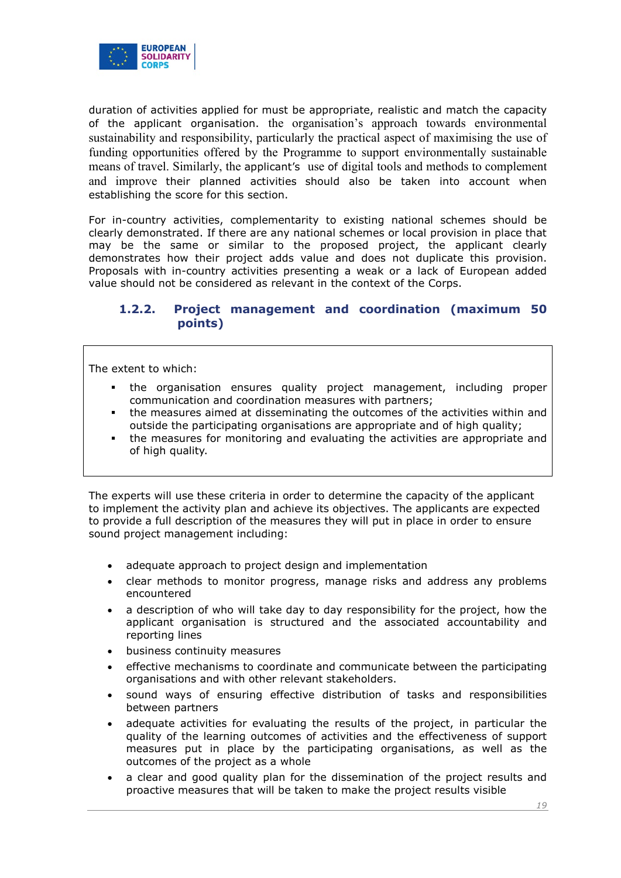duration of activities applied for must be appropriate, realistic and match the capacity of the applicant organisation. the organisation's approach towards environmental sustainability and responsibility, particularly the practical aspect of maximising the use of funding opportunities offered by the Programme to support environmentally sustainable means of travel. Similarly, the applicant's use of digital tools and methods to complement and improve their planned activities should also be taken into account when establishing the score for this section.

For in-country activities, complementarity to existing national schemes should be clearly demonstrated. If there are any national schemes or local provision in place that may be the same or similar to the proposed project, the applicant clearly demonstrates how their project adds value and does not duplicate this provision. Proposals with in-country activities presenting a weak or a lack of European added value should not be considered as relevant in the context of the Corps.

### 1.2.2. Project management and coordination (maximum 50 points)

The extent to which:

- the organisation ensures quality project management, including proper communication and coordination measures with partners;
- the measures aimed at disseminating the outcomes of the activities within and outside the participating organisations are appropriate and of high quality;
- the measures for monitoring and evaluating the activities are appropriate and of high quality.

The experts will use these criteria in order to determine the capacity of the applicant to implement the activity plan and achieve its objectives. The applicants are expected to provide a full description of the measures they will put in place in order to ensure sound project management including:

- adequate approach to project design and implementation
- clear methods to monitor progress, manage risks and address any problems encountered
- a description of who will take day to day responsibility for the project, how the applicant organisation is structured and the associated accountability and reporting lines
- business continuity measures
- effective mechanisms to coordinate and communicate between the participating organisations and with other relevant stakeholders.
- sound ways of ensuring effective distribution of tasks and responsibilities between partners
- adequate activities for evaluating the results of the project, in particular the quality of the learning outcomes of activities and the effectiveness of support measures put in place by the participating organisations, as well as the outcomes of the project as a whole
- a clear and good quality plan for the dissemination of the project results and proactive measures that will be taken to make the project results visible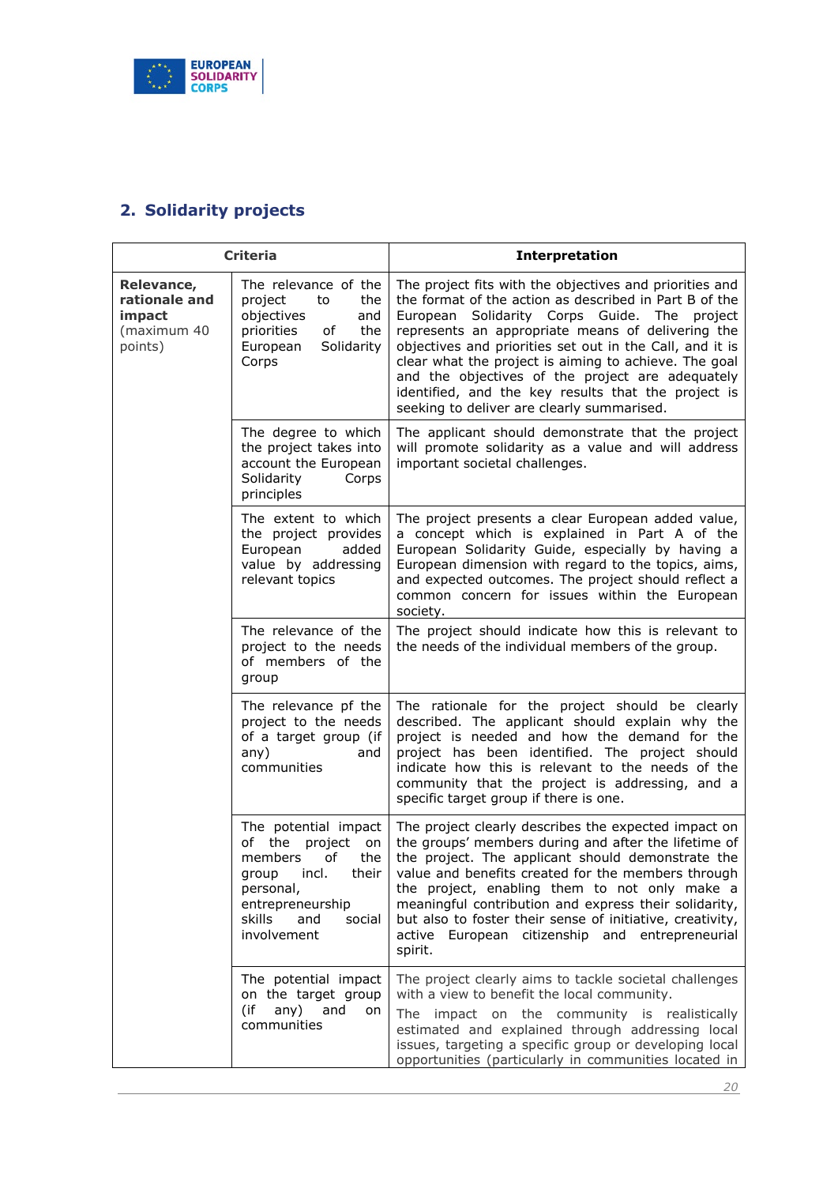## 2. Solidarity projects

| Criteria | | Interpretation |
|---|---|---|
| **Relevance, rationale and impact** (maximum 40 points) | The relevance of the project to the objectives and priorities of the European Solidarity Corps | The project fits with the objectives and priorities and the format of the action as described in Part B of the European Solidarity Corps Guide. The project represents an appropriate means of delivering the objectives and priorities set out in the Call, and it is clear what the project is aiming to achieve. The goal and the objectives of the project are adequately identified, and the key results that the project is seeking to deliver are clearly summarised. |
| | The degree to which the project takes into account the European Solidarity Corps principles | The applicant should demonstrate that the project will promote solidarity as a value and will address important societal challenges. |
| | The extent to which the project provides European added value by addressing relevant topics | The project presents a clear European added value, a concept which is explained in Part A of the European Solidarity Guide, especially by having a European dimension with regard to the topics, aims, and expected outcomes. The project should reflect a common concern for issues within the European society. |
| | The relevance of the project to the needs of members of the group | The project should indicate how this is relevant to the needs of the individual members of the group. |
| | The relevance pf the project to the needs of a target group (if any) and communities | The rationale for the project should be clearly described. The applicant should explain why the project is needed and how the demand for the project has been identified. The project should indicate how this is relevant to the needs of the community that the project is addressing, and a specific target group if there is one. |
| | The potential impact of the project on members of the group incl. their personal, entrepreneurship skills and social involvement | The project clearly describes the expected impact on the groups' members during and after the lifetime of the project. The applicant should demonstrate the value and benefits created for the members through the project, enabling them to not only make a meaningful contribution and express their solidarity, but also to foster their sense of initiative, creativity, active European citizenship and entrepreneurial spirit. |
| | The potential impact on the target group (if any) and on communities | The project clearly aims to tackle societal challenges with a view to benefit the local community.<br>The impact on the community is realistically estimated and explained through addressing local issues, targeting a specific group or developing local opportunities (particularly in communities located in |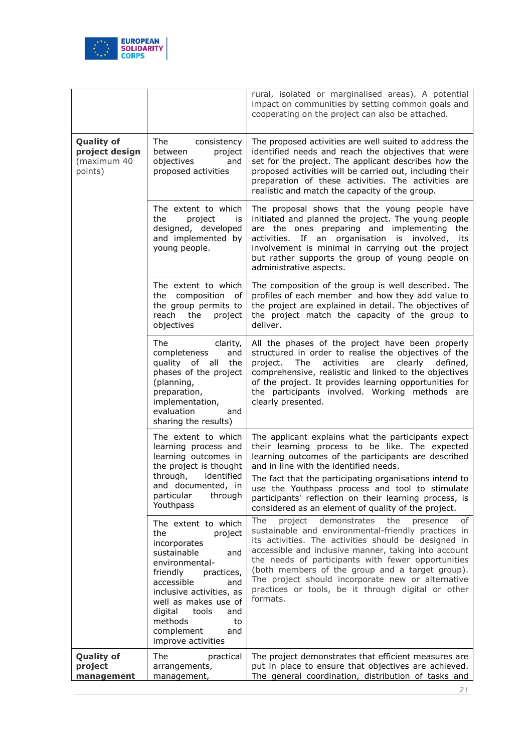| | | |
|---|---|---|
| | | rural, isolated or marginalised areas). A potential impact on communities by setting common goals and cooperating on the project can also be attached. |
| **Quality of project design** (maximum 40 points) | The consistency between project objectives and proposed activities | The proposed activities are well suited to address the identified needs and reach the objectives that were set for the project. The applicant describes how the proposed activities will be carried out, including their preparation of these activities. The activities are realistic and match the capacity of the group. |
| | The extent to which the project is designed, developed and implemented by young people. | The proposal shows that the young people have initiated and planned the project. The young people are the ones preparing and implementing the activities. If an organisation is involved, its involvement is minimal in carrying out the project but rather supports the group of young people on administrative aspects. |
| | The extent to which the composition of the group permits to reach the project objectives | The composition of the group is well described. The profiles of each member and how they add value to the project are explained in detail. The objectives of the project match the capacity of the group to deliver. |
| | The clarity, completeness and quality of all the phases of the project (planning, preparation, implementation, evaluation and sharing the results) | All the phases of the project have been properly structured in order to realise the objectives of the project. The activities are clearly defined, comprehensive, realistic and linked to the objectives of the project. It provides learning opportunities for the participants involved. Working methods are clearly presented. |
| | The extent to which learning process and learning outcomes in the project is thought through, identified and documented, in particular through Youthpass | The applicant explains what the participants expect their learning process to be like. The expected learning outcomes of the participants are described and in line with the identified needs.<br>The fact that the participating organisations intend to use the Youthpass process and tool to stimulate participants' reflection on their learning process, is considered as an element of quality of the project. |
| | The extent to which the project incorporates sustainable and environmental-friendly practices, accessible and inclusive activities, as well as makes use of digital tools and methods to complement and improve activities | The project demonstrates the presence of sustainable and environmental-friendly practices in its activities. The activities should be designed in accessible and inclusive manner, taking into account the needs of participants with fewer opportunities (both members of the group and a target group). The project should incorporate new or alternative practices or tools, be it through digital or other formats. |
| **Quality of project management** | The practical arrangements, management, | The project demonstrates that efficient measures are put in place to ensure that objectives are achieved. The general coordination, distribution of tasks and |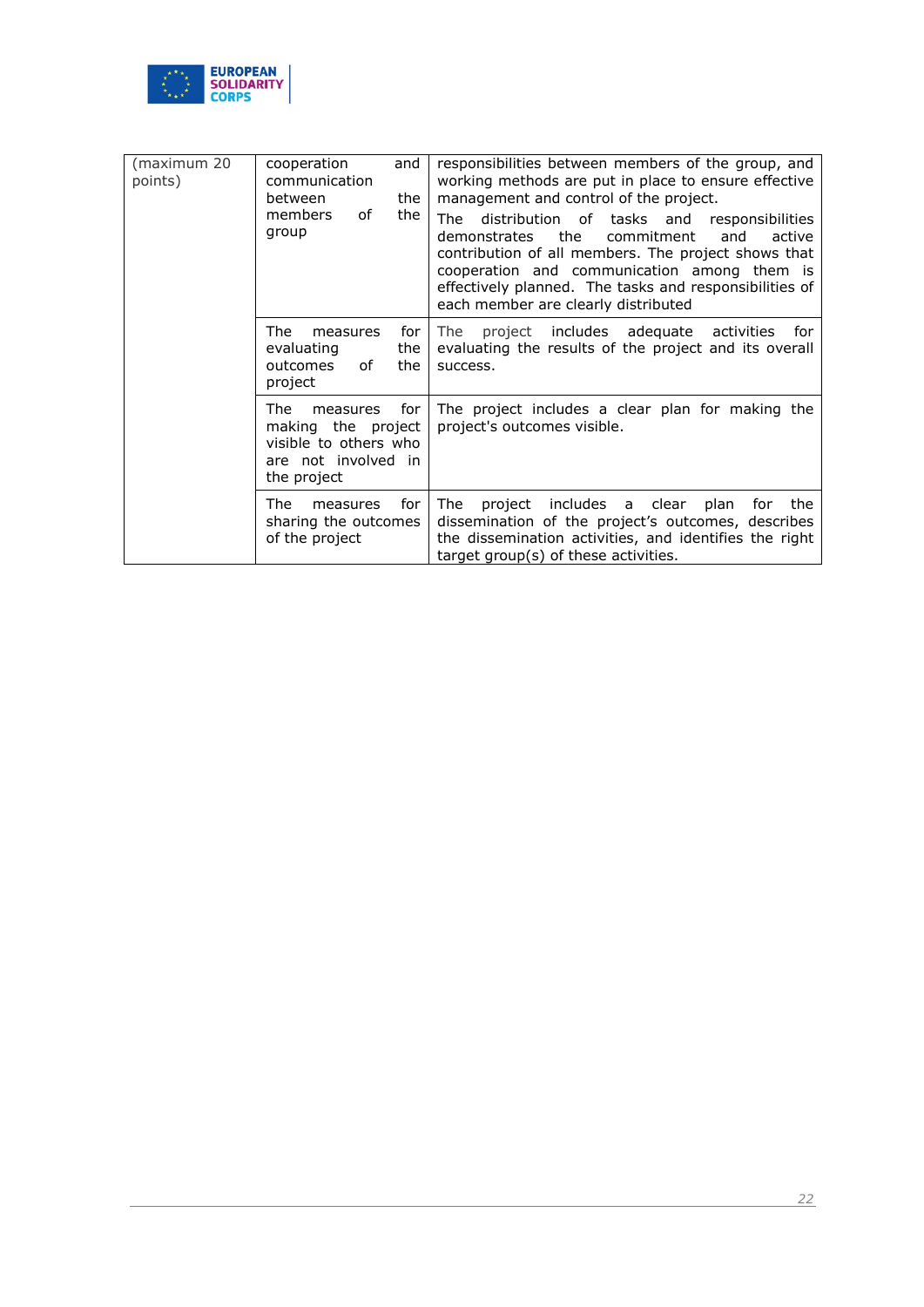| | | |
|---|---|---|
| (maximum 20 points) | cooperation and communication between the members of the group | responsibilities between members of the group, and working methods are put in place to ensure effective management and control of the project. The distribution of tasks and responsibilities demonstrates the commitment and active contribution of all members. The project shows that cooperation and communication among them is effectively planned. The tasks and responsibilities of each member are clearly distributed |
| | The measures for evaluating the outcomes of the project | The project includes adequate activities for evaluating the results of the project and its overall success. |
| | The measures for making the project visible to others who are not involved in the project | The project includes a clear plan for making the project's outcomes visible. |
| | The measures for sharing the outcomes of the project | The project includes a clear plan for the dissemination of the project's outcomes, describes the dissemination activities, and identifies the right target group(s) of these activities. |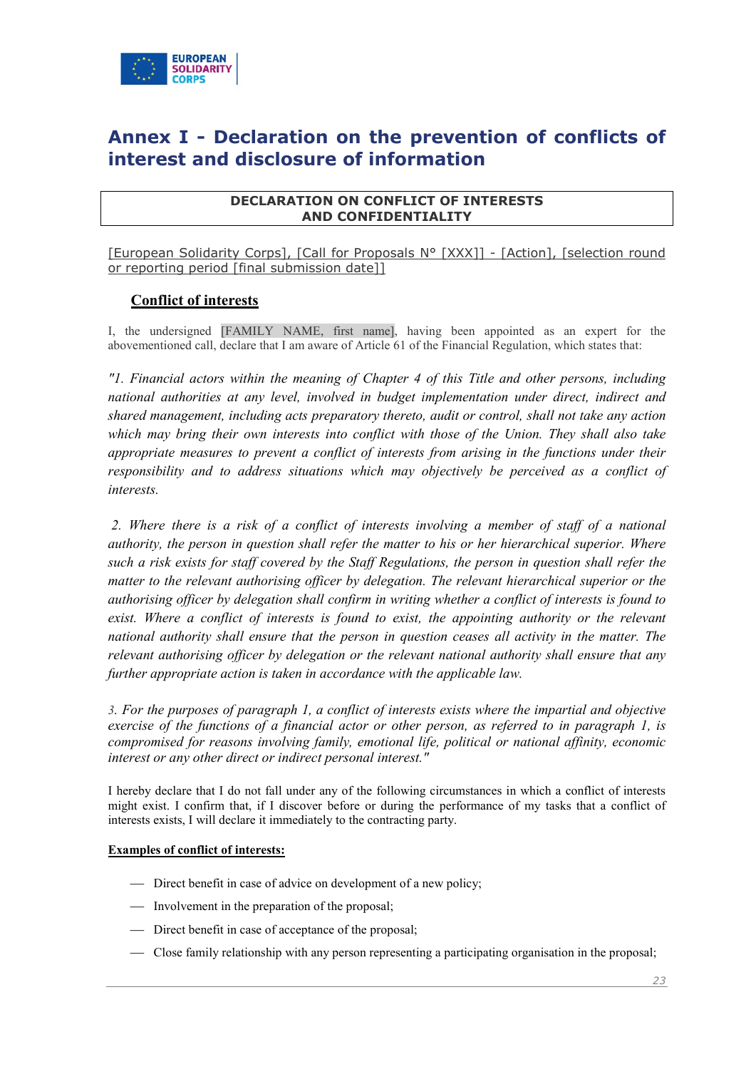# Annex I - Declaration on the prevention of conflicts of interest and disclosure of information

**DECLARATION ON CONFLICT OF INTERESTS AND CONFIDENTIALITY**

[European Solidarity Corps], [Call for Proposals N° [XXX]] - [Action], [selection round or reporting period [final submission date]]

## Conflict of interests

I, the undersigned [FAMILY NAME, first name], having been appointed as an expert for the abovementioned call, declare that I am aware of Article 61 of the Financial Regulation, which states that:

*"1. Financial actors within the meaning of Chapter 4 of this Title and other persons, including national authorities at any level, involved in budget implementation under direct, indirect and shared management, including acts preparatory thereto, audit or control, shall not take any action which may bring their own interests into conflict with those of the Union. They shall also take appropriate measures to prevent a conflict of interests from arising in the functions under their responsibility and to address situations which may objectively be perceived as a conflict of interests.*

*2. Where there is a risk of a conflict of interests involving a member of staff of a national authority, the person in question shall refer the matter to his or her hierarchical superior. Where such a risk exists for staff covered by the Staff Regulations, the person in question shall refer the matter to the relevant authorising officer by delegation. The relevant hierarchical superior or the authorising officer by delegation shall confirm in writing whether a conflict of interests is found to exist. Where a conflict of interests is found to exist, the appointing authority or the relevant national authority shall ensure that the person in question ceases all activity in the matter. The relevant authorising officer by delegation or the relevant national authority shall ensure that any further appropriate action is taken in accordance with the applicable law.*

*3. For the purposes of paragraph 1, a conflict of interests exists where the impartial and objective exercise of the functions of a financial actor or other person, as referred to in paragraph 1, is compromised for reasons involving family, emotional life, political or national affinity, economic interest or any other direct or indirect personal interest."*

I hereby declare that I do not fall under any of the following circumstances in which a conflict of interests might exist. I confirm that, if I discover before or during the performance of my tasks that a conflict of interests exists, I will declare it immediately to the contracting party.

**Examples of conflict of interests:**

- Direct benefit in case of advice on development of a new policy;
- Involvement in the preparation of the proposal;
- Direct benefit in case of acceptance of the proposal;
- Close family relationship with any person representing a participating organisation in the proposal;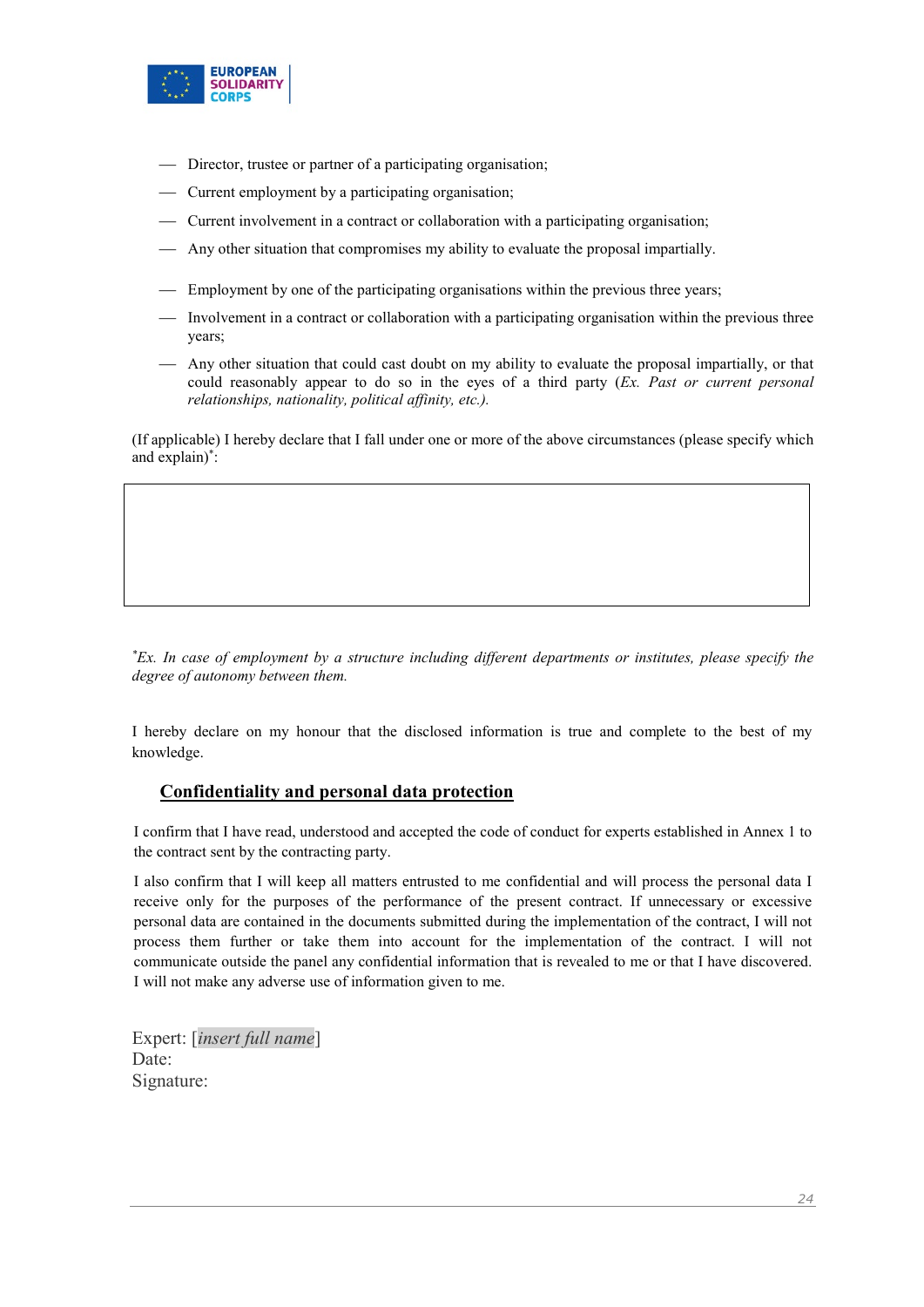— Director, trustee or partner of a participating organisation;

— Current employment by a participating organisation;

— Current involvement in a contract or collaboration with a participating organisation;

— Any other situation that compromises my ability to evaluate the proposal impartially.

— Employment by one of the participating organisations within the previous three years;

— Involvement in a contract or collaboration with a participating organisation within the previous three years;

— Any other situation that could cast doubt on my ability to evaluate the proposal impartially, or that could reasonably appear to do so in the eyes of a third party (*Ex. Past or current personal relationships, nationality, political affinity, etc.).*

(If applicable) I hereby declare that I fall under one or more of the above circumstances (please specify which and explain)*:

| |
|---|
| |

**Ex. In case of employment by a structure including different departments or institutes, please specify the degree of autonomy between them.*

I hereby declare on my honour that the disclosed information is true and complete to the best of my knowledge.

## Confidentiality and personal data protection

I confirm that I have read, understood and accepted the code of conduct for experts established in Annex 1 to the contract sent by the contracting party.

I also confirm that I will keep all matters entrusted to me confidential and will process the personal data I receive only for the purposes of the performance of the present contract. If unnecessary or excessive personal data are contained in the documents submitted during the implementation of the contract, I will not process them further or take them into account for the implementation of the contract. I will not communicate outside the panel any confidential information that is revealed to me or that I have discovered. I will not make any adverse use of information given to me.

Expert: [*insert full name*]
Date:
Signature: